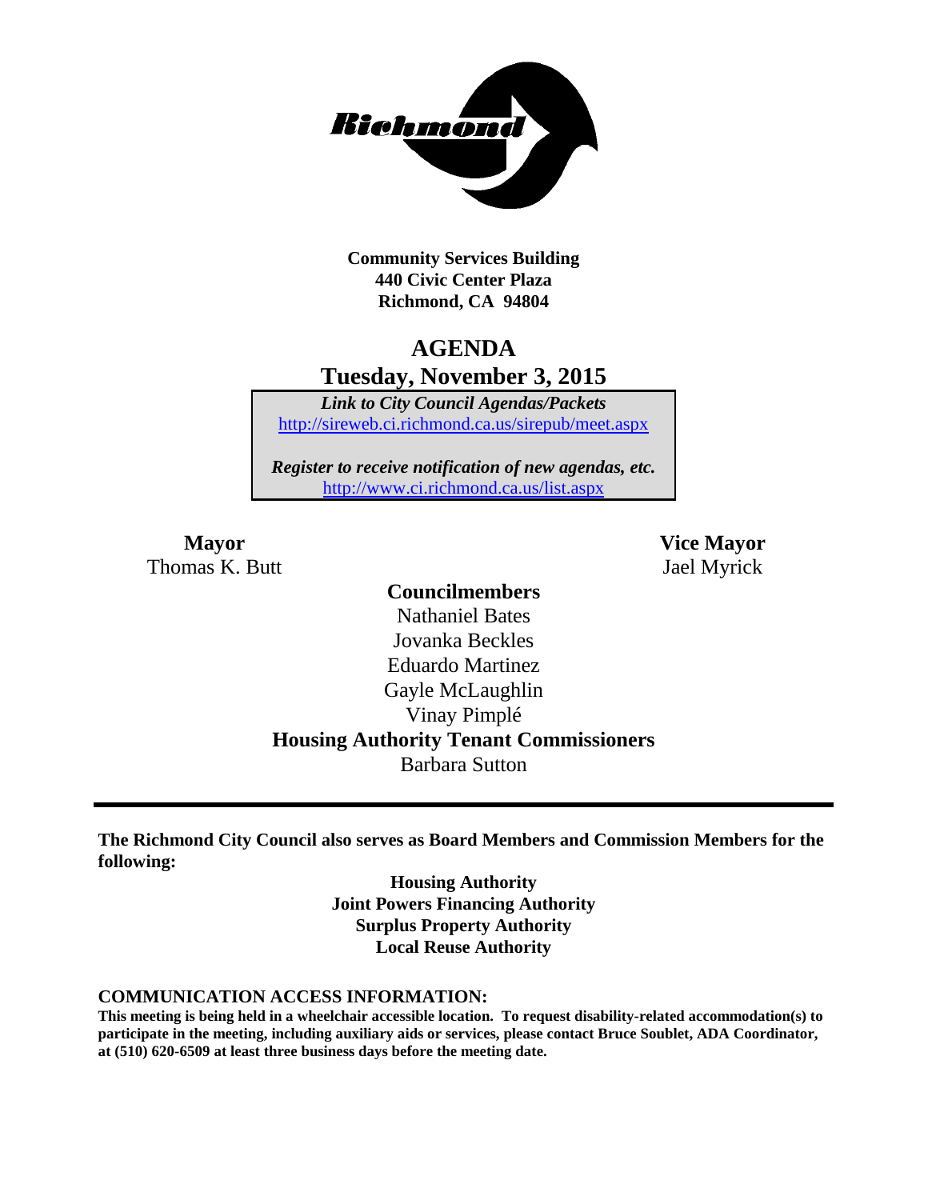**Community Services Building**
**440 Civic Center Plaza**
**Richmond, CA 94804**

# AGENDA
## Tuesday, November 3, 2015

***Link to City Council Agendas/Packets***
http://sireweb.ci.richmond.ca.us/sirepub/meet.aspx

***Register to receive notification of new agendas, etc.***
http://www.ci.richmond.ca.us/list.aspx

**Mayor**
Thomas K. Butt

**Vice Mayor**
Jael Myrick

**Councilmembers**
Nathaniel Bates
Jovanka Beckles
Eduardo Martinez
Gayle McLaughlin
Vinay Pimplé

**Housing Authority Tenant Commissioners**
Barbara Sutton

---

**The Richmond City Council also serves as Board Members and Commission Members for the following:**

**Housing Authority**
**Joint Powers Financing Authority**
**Surplus Property Authority**
**Local Reuse Authority**

**COMMUNICATION ACCESS INFORMATION:**

**This meeting is being held in a wheelchair accessible location. To request disability-related accommodation(s) to participate in the meeting, including auxiliary aids or services, please contact Bruce Soublet, ADA Coordinator, at (510) 620-6509 at least three business days before the meeting date.**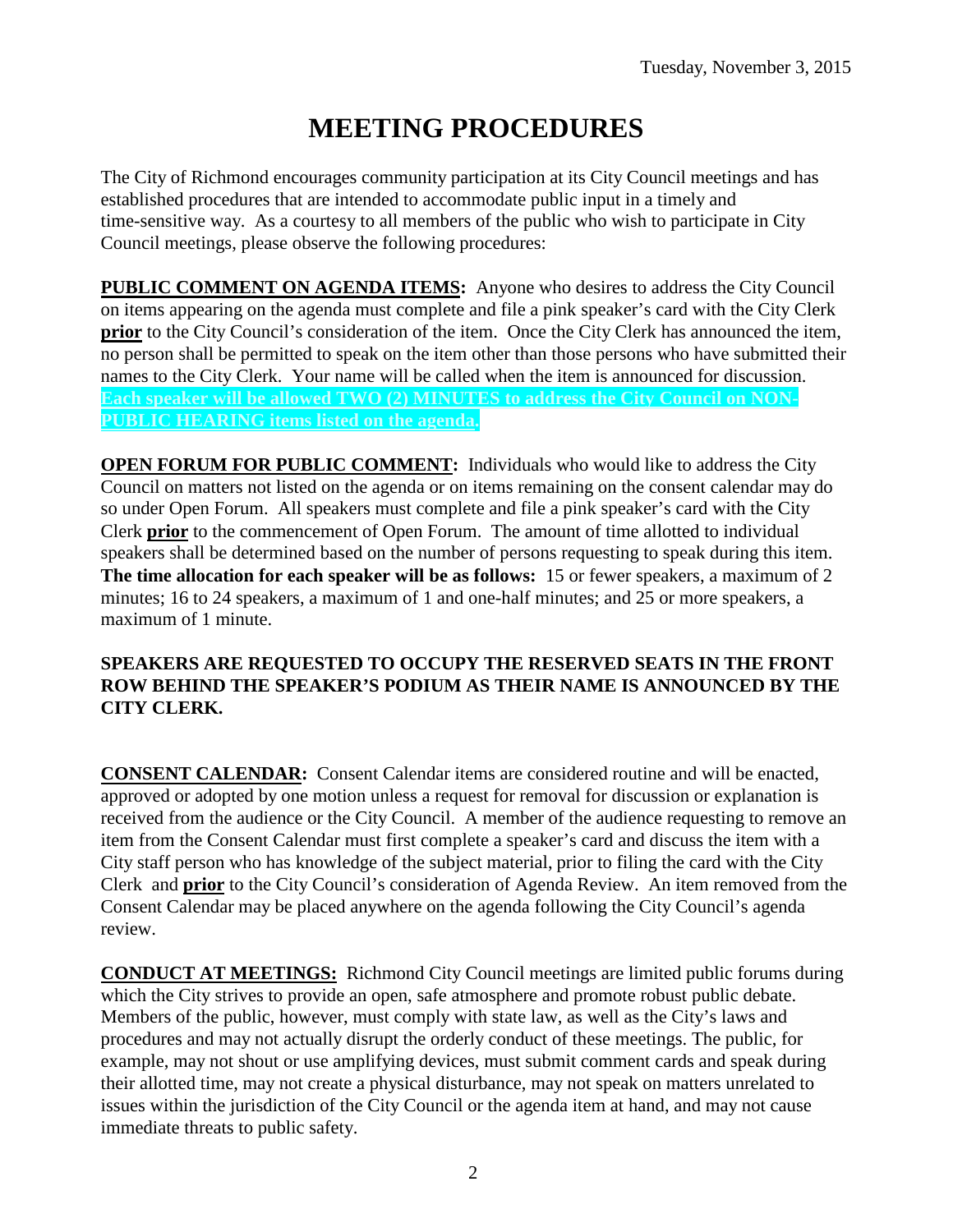Tuesday, November 3, 2015

# MEETING PROCEDURES

The City of Richmond encourages community participation at its City Council meetings and has established procedures that are intended to accommodate public input in a timely and time-sensitive way. As a courtesy to all members of the public who wish to participate in City Council meetings, please observe the following procedures:

**PUBLIC COMMENT ON AGENDA ITEMS:** Anyone who desires to address the City Council on items appearing on the agenda must complete and file a pink speaker's card with the City Clerk **prior** to the City Council's consideration of the item. Once the City Clerk has announced the item, no person shall be permitted to speak on the item other than those persons who have submitted their names to the City Clerk. Your name will be called when the item is announced for discussion. **Each speaker will be allowed TWO (2) MINUTES to address the City Council on NON-PUBLIC HEARING items listed on the agenda.**

**OPEN FORUM FOR PUBLIC COMMENT:** Individuals who would like to address the City Council on matters not listed on the agenda or on items remaining on the consent calendar may do so under Open Forum. All speakers must complete and file a pink speaker's card with the City Clerk **prior** to the commencement of Open Forum. The amount of time allotted to individual speakers shall be determined based on the number of persons requesting to speak during this item. **The time allocation for each speaker will be as follows:** 15 or fewer speakers, a maximum of 2 minutes; 16 to 24 speakers, a maximum of 1 and one-half minutes; and 25 or more speakers, a maximum of 1 minute.

**SPEAKERS ARE REQUESTED TO OCCUPY THE RESERVED SEATS IN THE FRONT ROW BEHIND THE SPEAKER'S PODIUM AS THEIR NAME IS ANNOUNCED BY THE CITY CLERK.**

**CONSENT CALENDAR:** Consent Calendar items are considered routine and will be enacted, approved or adopted by one motion unless a request for removal for discussion or explanation is received from the audience or the City Council. A member of the audience requesting to remove an item from the Consent Calendar must first complete a speaker's card and discuss the item with a City staff person who has knowledge of the subject material, prior to filing the card with the City Clerk and **prior** to the City Council's consideration of Agenda Review. An item removed from the Consent Calendar may be placed anywhere on the agenda following the City Council's agenda review.

**CONDUCT AT MEETINGS:** Richmond City Council meetings are limited public forums during which the City strives to provide an open, safe atmosphere and promote robust public debate. Members of the public, however, must comply with state law, as well as the City's laws and procedures and may not actually disrupt the orderly conduct of these meetings. The public, for example, may not shout or use amplifying devices, must submit comment cards and speak during their allotted time, may not create a physical disturbance, may not speak on matters unrelated to issues within the jurisdiction of the City Council or the agenda item at hand, and may not cause immediate threats to public safety.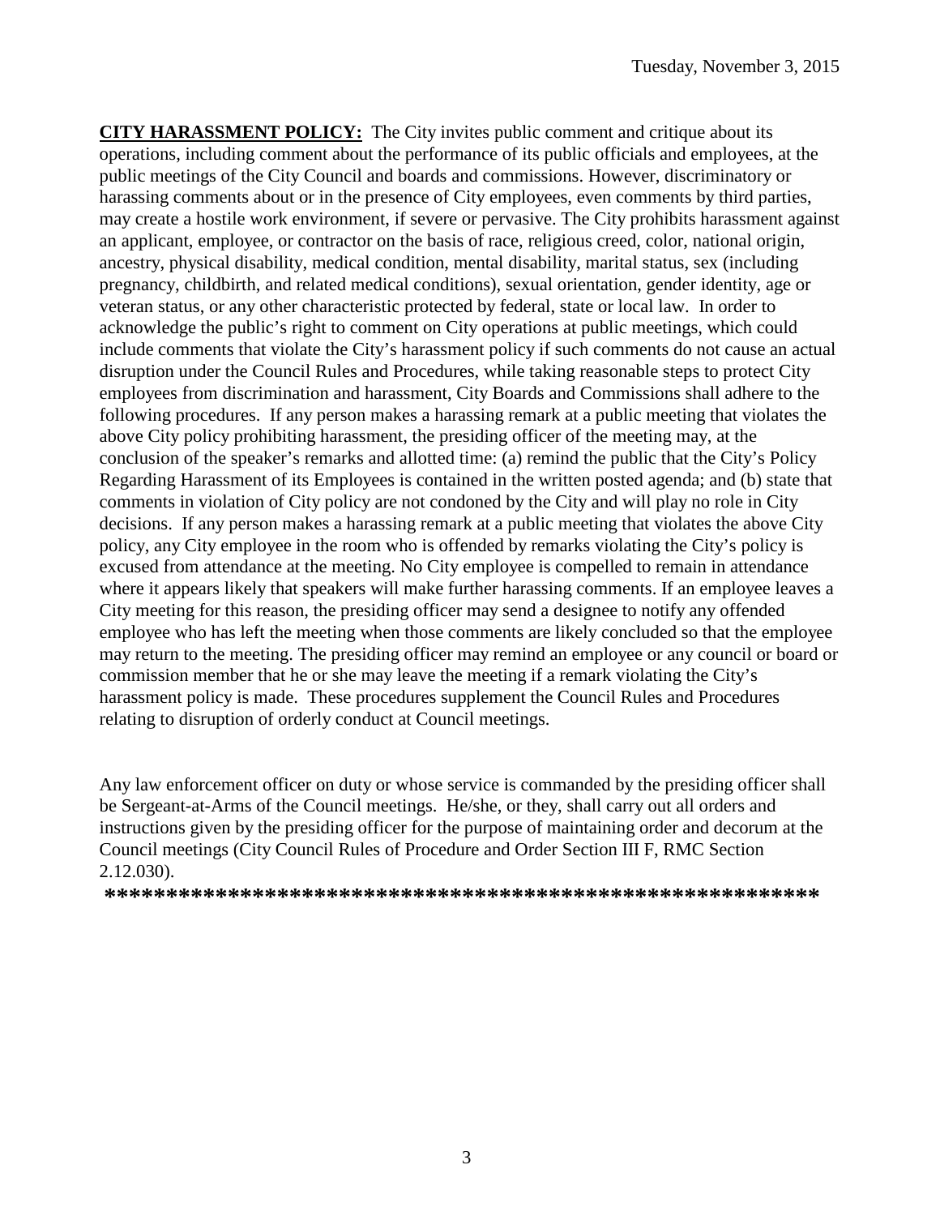**<u>CITY HARASSMENT POLICY:</u>** The City invites public comment and critique about its operations, including comment about the performance of its public officials and employees, at the public meetings of the City Council and boards and commissions. However, discriminatory or harassing comments about or in the presence of City employees, even comments by third parties, may create a hostile work environment, if severe or pervasive. The City prohibits harassment against an applicant, employee, or contractor on the basis of race, religious creed, color, national origin, ancestry, physical disability, medical condition, mental disability, marital status, sex (including pregnancy, childbirth, and related medical conditions), sexual orientation, gender identity, age or veteran status, or any other characteristic protected by federal, state or local law. In order to acknowledge the public's right to comment on City operations at public meetings, which could include comments that violate the City's harassment policy if such comments do not cause an actual disruption under the Council Rules and Procedures, while taking reasonable steps to protect City employees from discrimination and harassment, City Boards and Commissions shall adhere to the following procedures. If any person makes a harassing remark at a public meeting that violates the above City policy prohibiting harassment, the presiding officer of the meeting may, at the conclusion of the speaker's remarks and allotted time: (a) remind the public that the City's Policy Regarding Harassment of its Employees is contained in the written posted agenda; and (b) state that comments in violation of City policy are not condoned by the City and will play no role in City decisions. If any person makes a harassing remark at a public meeting that violates the above City policy, any City employee in the room who is offended by remarks violating the City's policy is excused from attendance at the meeting. No City employee is compelled to remain in attendance where it appears likely that speakers will make further harassing comments. If an employee leaves a City meeting for this reason, the presiding officer may send a designee to notify any offended employee who has left the meeting when those comments are likely concluded so that the employee may return to the meeting. The presiding officer may remind an employee or any council or board or commission member that he or she may leave the meeting if a remark violating the City's harassment policy is made. These procedures supplement the Council Rules and Procedures relating to disruption of orderly conduct at Council meetings.

Any law enforcement officer on duty or whose service is commanded by the presiding officer shall be Sergeant-at-Arms of the Council meetings. He/she, or they, shall carry out all orders and instructions given by the presiding officer for the purpose of maintaining order and decorum at the Council meetings (City Council Rules of Procedure and Order Section III F, RMC Section 2.12.030).

**\*\*\*\*\*\*\*\*\*\*\*\*\*\*\*\*\*\*\*\*\*\*\*\*\*\*\*\*\*\*\*\*\*\*\*\*\*\*\*\*\*\*\*\*\*\*\*\*\*\*\*\*\*\*\*\*\*\***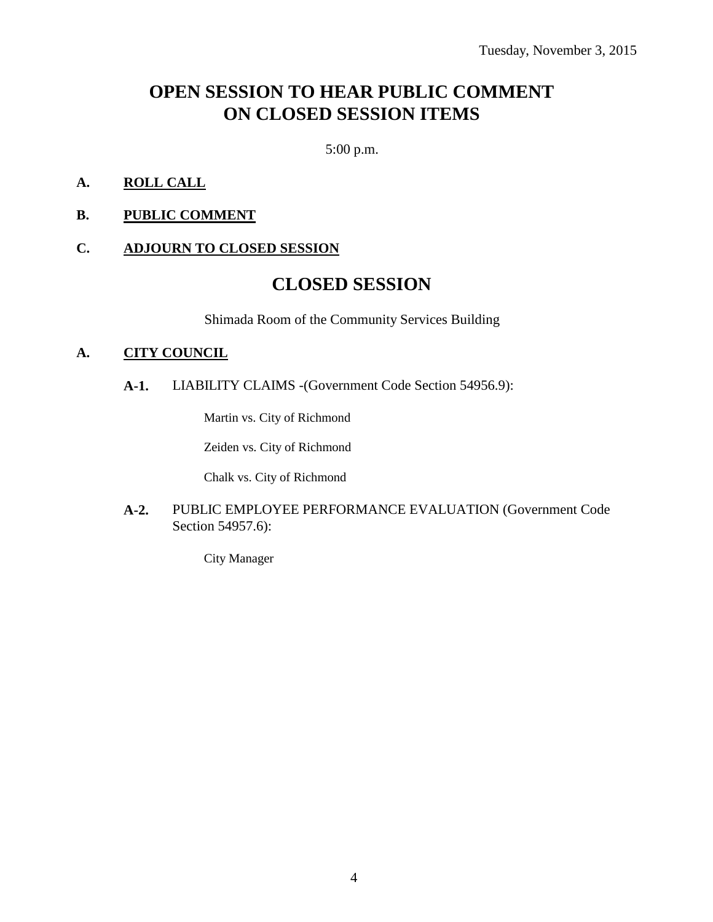Tuesday, November 3, 2015

# OPEN SESSION TO HEAR PUBLIC COMMENT ON CLOSED SESSION ITEMS

5:00 p.m.

**A. ROLL CALL**

**B. PUBLIC COMMENT**

**C. ADJOURN TO CLOSED SESSION**

# CLOSED SESSION

Shimada Room of the Community Services Building

**A. CITY COUNCIL**

**A-1.** LIABILITY CLAIMS -(Government Code Section 54956.9):

Martin vs. City of Richmond

Zeiden vs. City of Richmond

Chalk vs. City of Richmond

**A-2.** PUBLIC EMPLOYEE PERFORMANCE EVALUATION (Government Code Section 54957.6):

City Manager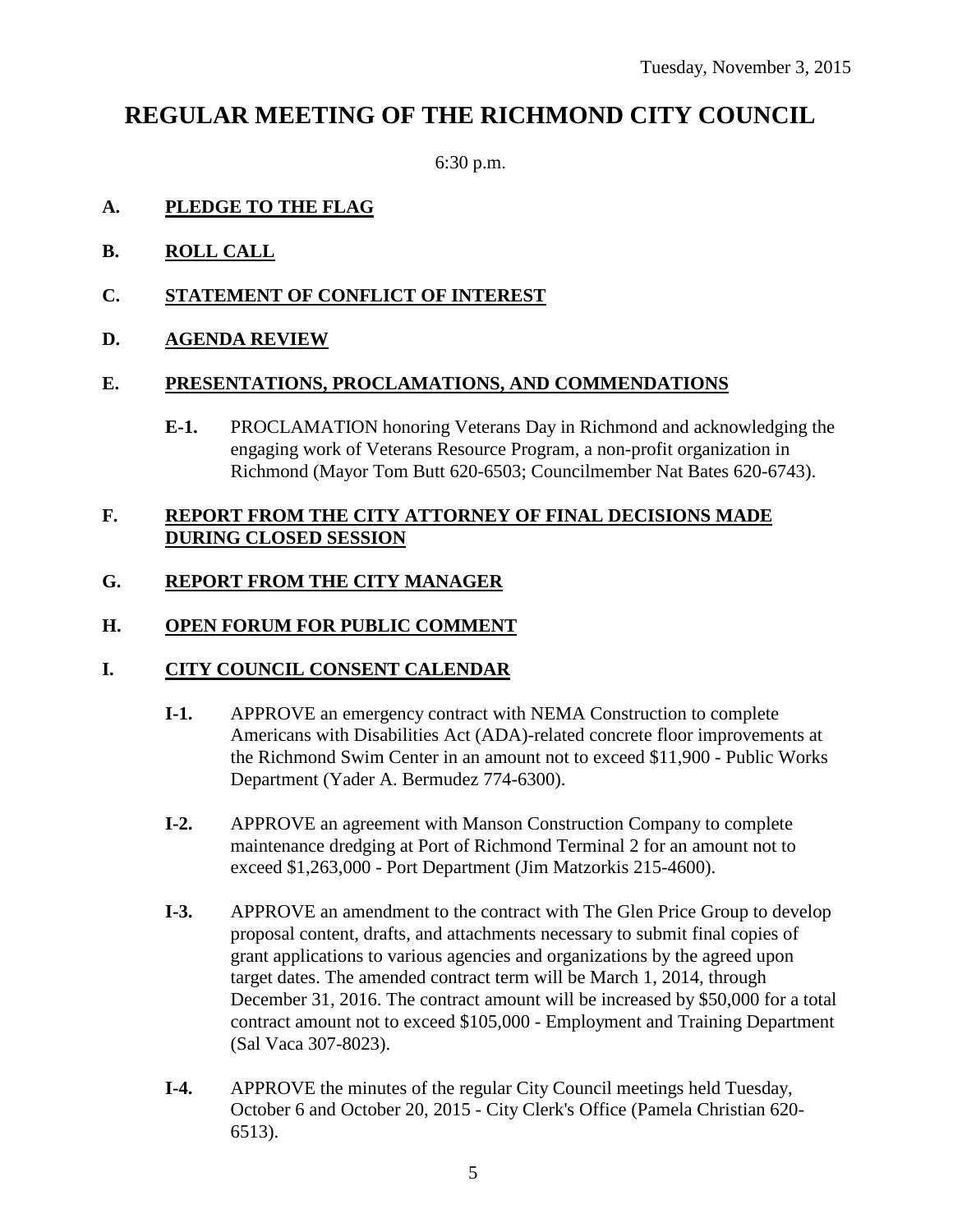Tuesday, November 3, 2015

# REGULAR MEETING OF THE RICHMOND CITY COUNCIL

6:30 p.m.

**A. PLEDGE TO THE FLAG**

**B. ROLL CALL**

**C. STATEMENT OF CONFLICT OF INTEREST**

**D. AGENDA REVIEW**

**E. PRESENTATIONS, PROCLAMATIONS, AND COMMENDATIONS**

- **E-1.** PROCLAMATION honoring Veterans Day in Richmond and acknowledging the engaging work of Veterans Resource Program, a non-profit organization in Richmond (Mayor Tom Butt 620-6503; Councilmember Nat Bates 620-6743).

**F. REPORT FROM THE CITY ATTORNEY OF FINAL DECISIONS MADE DURING CLOSED SESSION**

**G. REPORT FROM THE CITY MANAGER**

**H. OPEN FORUM FOR PUBLIC COMMENT**

**I. CITY COUNCIL CONSENT CALENDAR**

- **I-1.** APPROVE an emergency contract with NEMA Construction to complete Americans with Disabilities Act (ADA)-related concrete floor improvements at the Richmond Swim Center in an amount not to exceed $11,900 - Public Works Department (Yader A. Bermudez 774-6300).

- **I-2.** APPROVE an agreement with Manson Construction Company to complete maintenance dredging at Port of Richmond Terminal 2 for an amount not to exceed $1,263,000 - Port Department (Jim Matzorkis 215-4600).

- **I-3.** APPROVE an amendment to the contract with The Glen Price Group to develop proposal content, drafts, and attachments necessary to submit final copies of grant applications to various agencies and organizations by the agreed upon target dates. The amended contract term will be March 1, 2014, through December 31, 2016. The contract amount will be increased by $50,000 for a total contract amount not to exceed $105,000 - Employment and Training Department (Sal Vaca 307-8023).

- **I-4.** APPROVE the minutes of the regular City Council meetings held Tuesday, October 6 and October 20, 2015 - City Clerk's Office (Pamela Christian 620-6513).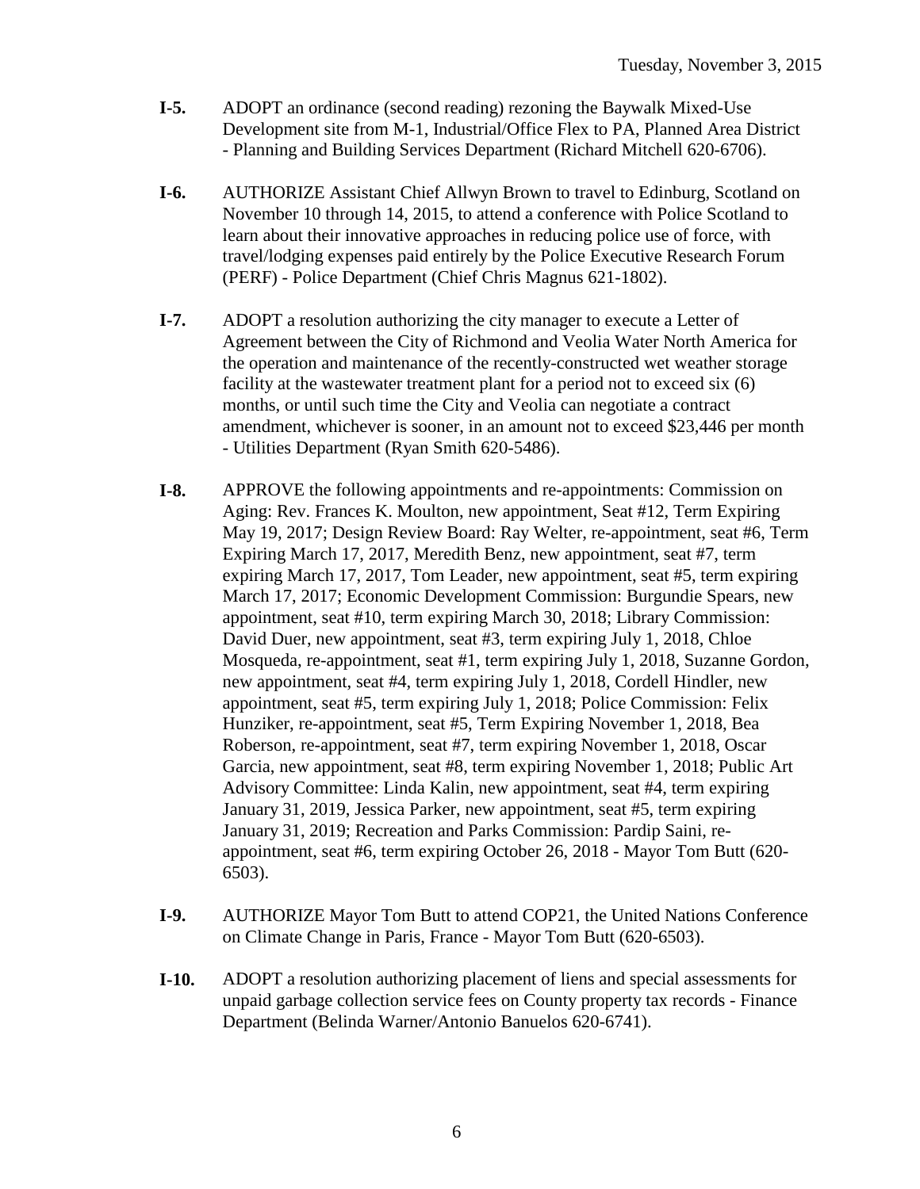**I-5.** ADOPT an ordinance (second reading) rezoning the Baywalk Mixed-Use Development site from M-1, Industrial/Office Flex to PA, Planned Area District - Planning and Building Services Department (Richard Mitchell 620-6706).

**I-6.** AUTHORIZE Assistant Chief Allwyn Brown to travel to Edinburg, Scotland on November 10 through 14, 2015, to attend a conference with Police Scotland to learn about their innovative approaches in reducing police use of force, with travel/lodging expenses paid entirely by the Police Executive Research Forum (PERF) - Police Department (Chief Chris Magnus 621-1802).

**I-7.** ADOPT a resolution authorizing the city manager to execute a Letter of Agreement between the City of Richmond and Veolia Water North America for the operation and maintenance of the recently-constructed wet weather storage facility at the wastewater treatment plant for a period not to exceed six (6) months, or until such time the City and Veolia can negotiate a contract amendment, whichever is sooner, in an amount not to exceed $23,446 per month - Utilities Department (Ryan Smith 620-5486).

**I-8.** APPROVE the following appointments and re-appointments: Commission on Aging: Rev. Frances K. Moulton, new appointment, Seat #12, Term Expiring May 19, 2017; Design Review Board: Ray Welter, re-appointment, seat #6, Term Expiring March 17, 2017, Meredith Benz, new appointment, seat #7, term expiring March 17, 2017, Tom Leader, new appointment, seat #5, term expiring March 17, 2017; Economic Development Commission: Burgundie Spears, new appointment, seat #10, term expiring March 30, 2018; Library Commission: David Duer, new appointment, seat #3, term expiring July 1, 2018, Chloe Mosqueda, re-appointment, seat #1, term expiring July 1, 2018, Suzanne Gordon, new appointment, seat #4, term expiring July 1, 2018, Cordell Hindler, new appointment, seat #5, term expiring July 1, 2018; Police Commission: Felix Hunziker, re-appointment, seat #5, Term Expiring November 1, 2018, Bea Roberson, re-appointment, seat #7, term expiring November 1, 2018, Oscar Garcia, new appointment, seat #8, term expiring November 1, 2018; Public Art Advisory Committee: Linda Kalin, new appointment, seat #4, term expiring January 31, 2019, Jessica Parker, new appointment, seat #5, term expiring January 31, 2019; Recreation and Parks Commission: Pardip Saini, re-appointment, seat #6, term expiring October 26, 2018 - Mayor Tom Butt (620-6503).

**I-9.** AUTHORIZE Mayor Tom Butt to attend COP21, the United Nations Conference on Climate Change in Paris, France - Mayor Tom Butt (620-6503).

**I-10.** ADOPT a resolution authorizing placement of liens and special assessments for unpaid garbage collection service fees on County property tax records - Finance Department (Belinda Warner/Antonio Banuelos 620-6741).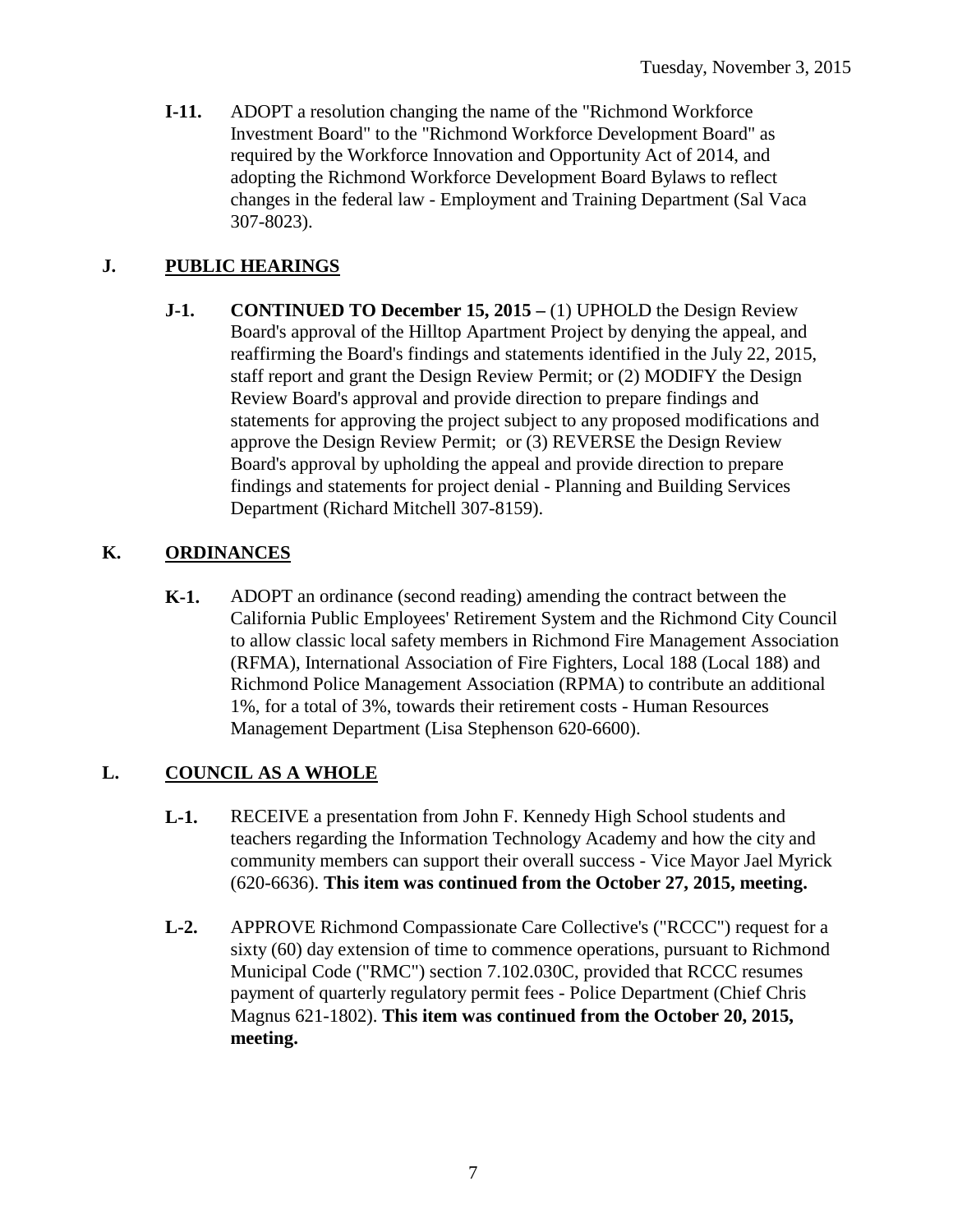**I-11.** ADOPT a resolution changing the name of the "Richmond Workforce Investment Board" to the "Richmond Workforce Development Board" as required by the Workforce Innovation and Opportunity Act of 2014, and adopting the Richmond Workforce Development Board Bylaws to reflect changes in the federal law - Employment and Training Department (Sal Vaca 307-8023).

## J. PUBLIC HEARINGS

**J-1.** **CONTINUED TO December 15, 2015 –** (1) UPHOLD the Design Review Board's approval of the Hilltop Apartment Project by denying the appeal, and reaffirming the Board's findings and statements identified in the July 22, 2015, staff report and grant the Design Review Permit; or (2) MODIFY the Design Review Board's approval and provide direction to prepare findings and statements for approving the project subject to any proposed modifications and approve the Design Review Permit; or (3) REVERSE the Design Review Board's approval by upholding the appeal and provide direction to prepare findings and statements for project denial - Planning and Building Services Department (Richard Mitchell 307-8159).

## K. ORDINANCES

**K-1.** ADOPT an ordinance (second reading) amending the contract between the California Public Employees' Retirement System and the Richmond City Council to allow classic local safety members in Richmond Fire Management Association (RFMA), International Association of Fire Fighters, Local 188 (Local 188) and Richmond Police Management Association (RPMA) to contribute an additional 1%, for a total of 3%, towards their retirement costs - Human Resources Management Department (Lisa Stephenson 620-6600).

## L. COUNCIL AS A WHOLE

**L-1.** RECEIVE a presentation from John F. Kennedy High School students and teachers regarding the Information Technology Academy and how the city and community members can support their overall success - Vice Mayor Jael Myrick (620-6636). **This item was continued from the October 27, 2015, meeting.**

**L-2.** APPROVE Richmond Compassionate Care Collective's ("RCCC") request for a sixty (60) day extension of time to commence operations, pursuant to Richmond Municipal Code ("RMC") section 7.102.030C, provided that RCCC resumes payment of quarterly regulatory permit fees - Police Department (Chief Chris Magnus 621-1802). **This item was continued from the October 20, 2015, meeting.**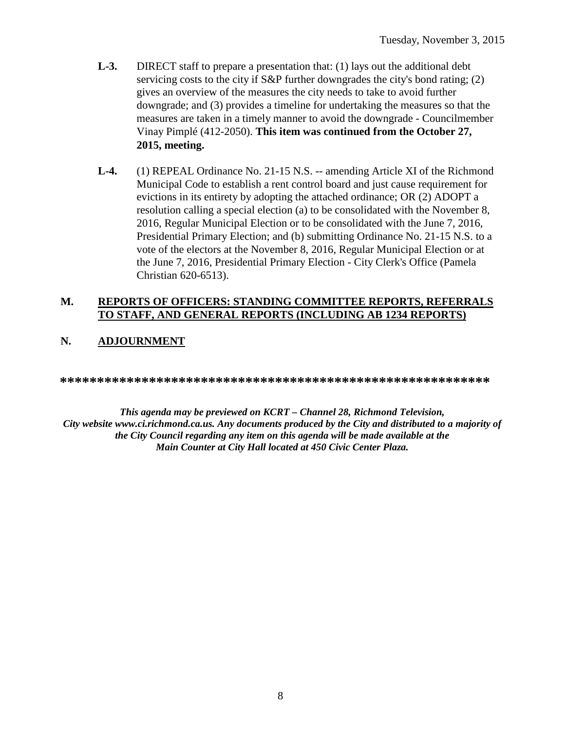**L-3.** DIRECT staff to prepare a presentation that: (1) lays out the additional debt servicing costs to the city if S&P further downgrades the city's bond rating; (2) gives an overview of the measures the city needs to take to avoid further downgrade; and (3) provides a timeline for undertaking the measures so that the measures are taken in a timely manner to avoid the downgrade - Councilmember Vinay Pimplé (412-2050). **This item was continued from the October 27, 2015, meeting.**

**L-4.** (1) REPEAL Ordinance No. 21-15 N.S. -- amending Article XI of the Richmond Municipal Code to establish a rent control board and just cause requirement for evictions in its entirety by adopting the attached ordinance; OR (2) ADOPT a resolution calling a special election (a) to be consolidated with the November 8, 2016, Regular Municipal Election or to be consolidated with the June 7, 2016, Presidential Primary Election; and (b) submitting Ordinance No. 21-15 N.S. to a vote of the electors at the November 8, 2016, Regular Municipal Election or at the June 7, 2016, Presidential Primary Election - City Clerk's Office (Pamela Christian 620-6513).

## M. REPORTS OF OFFICERS: STANDING COMMITTEE REPORTS, REFERRALS TO STAFF, AND GENERAL REPORTS (INCLUDING AB 1234 REPORTS)

## N. ADJOURNMENT

**********************************************************

***This agenda may be previewed on KCRT – Channel 28, Richmond Television, City website www.ci.richmond.ca.us. Any documents produced by the City and distributed to a majority of the City Council regarding any item on this agenda will be made available at the Main Counter at City Hall located at 450 Civic Center Plaza.***